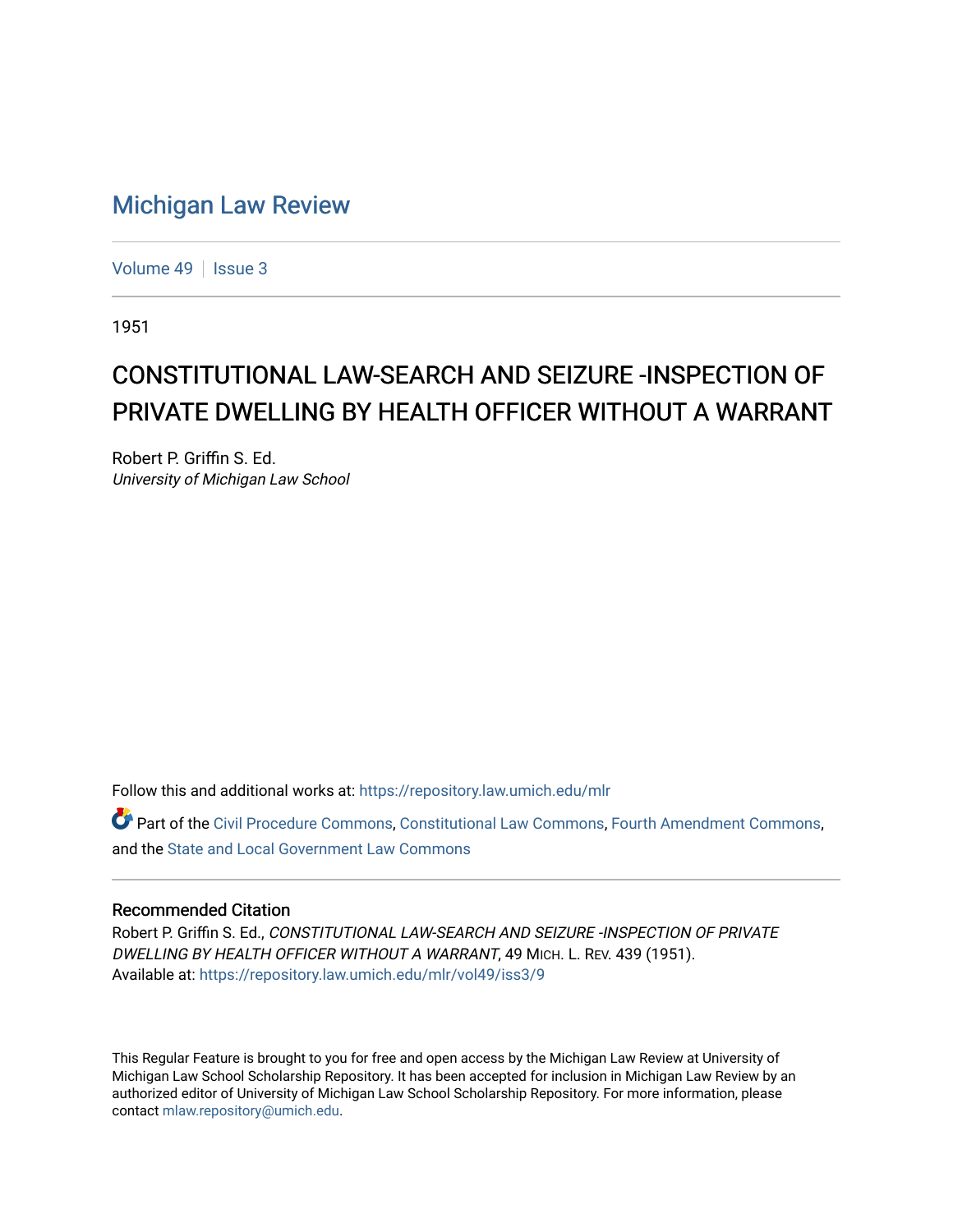# Michigan Law Review

Volume 49 | Issue 3

1951

## CONSTITUTIONAL LAW-SEARCH AND SEIZURE -INSPECTION OF PRIVATE DWELLING BY HEALTH OFFICER WITHOUT A WARRANT

Robert P. Griffin S. Ed.
*University of Michigan Law School*

Follow this and additional works at: https://repository.law.umich.edu/mlr

Part of the Civil Procedure Commons, Constitutional Law Commons, Fourth Amendment Commons, and the State and Local Government Law Commons

### Recommended Citation

Robert P. Griffin S. Ed., *CONSTITUTIONAL LAW-SEARCH AND SEIZURE -INSPECTION OF PRIVATE DWELLING BY HEALTH OFFICER WITHOUT A WARRANT*, 49 MICH. L. REV. 439 (1951).
Available at: https://repository.law.umich.edu/mlr/vol49/iss3/9

This Regular Feature is brought to you for free and open access by the Michigan Law Review at University of Michigan Law School Scholarship Repository. It has been accepted for inclusion in Michigan Law Review by an authorized editor of University of Michigan Law School Scholarship Repository. For more information, please contact mlaw.repository@umich.edu.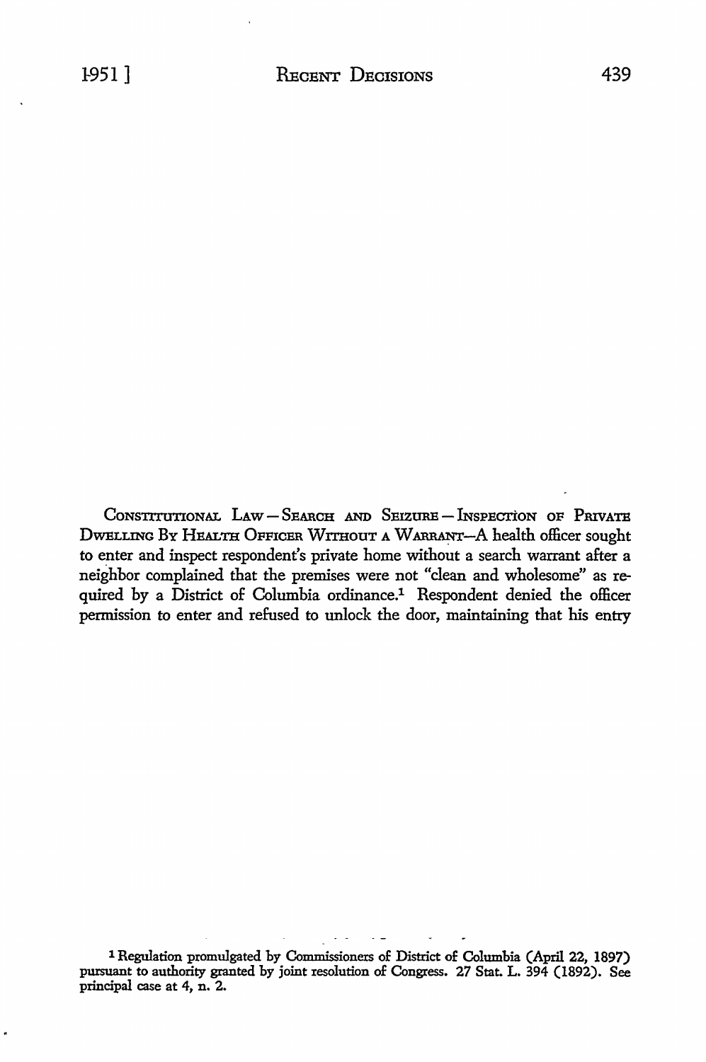CONSTITUTIONAL LAW — SEARCH AND SEIZURE — INSPECTION OF PRIVATE DWELLING BY HEALTH OFFICER WITHOUT A WARRANT—A health officer sought to enter and inspect respondent's private home without a search warrant after a neighbor complained that the premises were not "clean and wholesome" as required by a District of Columbia ordinance.[1] Respondent denied the officer permission to enter and refused to unlock the door, maintaining that his entry

[1] Regulation promulgated by Commissioners of District of Columbia (April 22, 1897) pursuant to authority granted by joint resolution of Congress. 27 Stat. L. 394 (1892). See principal case at 4, n. 2.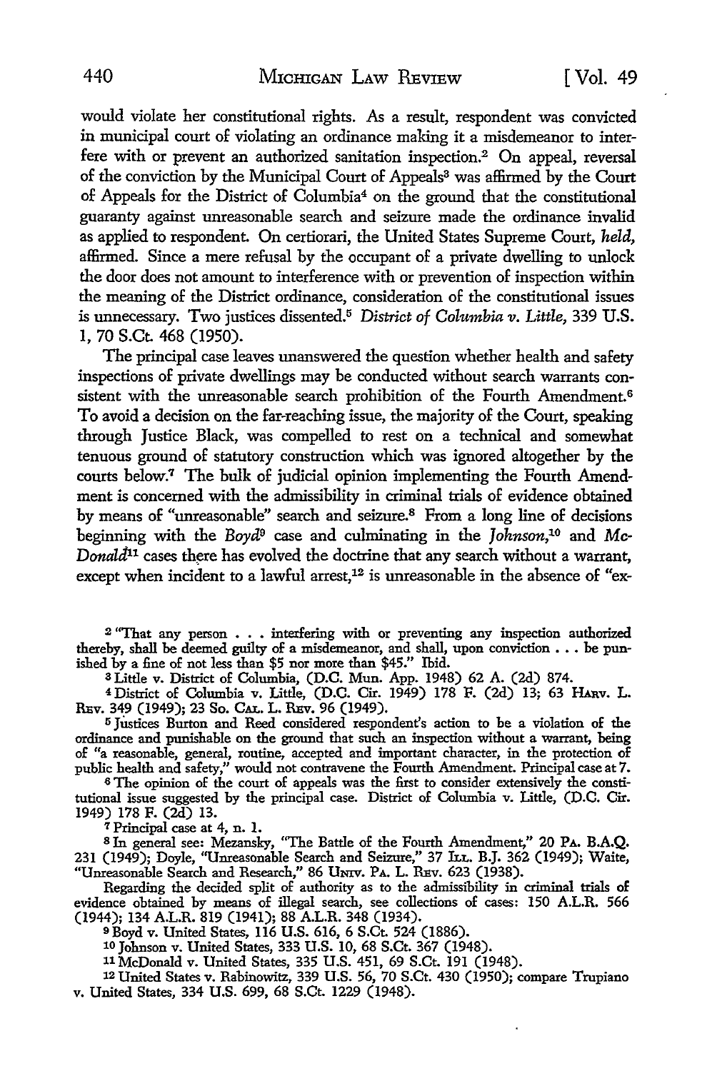would violate her constitutional rights. As a result, respondent was convicted in municipal court of violating an ordinance making it a misdemeanor to interfere with or prevent an authorized sanitation inspection.[2] On appeal, reversal of the conviction by the Municipal Court of Appeals[3] was affirmed by the Court of Appeals for the District of Columbia[4] on the ground that the constitutional guaranty against unreasonable search and seizure made the ordinance invalid as applied to respondent. On certiorari, the United States Supreme Court, *held,* affirmed. Since a mere refusal by the occupant of a private dwelling to unlock the door does not amount to interference with or prevention of inspection within the meaning of the District ordinance, consideration of the constitutional issues is unnecessary. Two justices dissented.[5] *District of Columbia v. Little,* 339 U.S. 1, 70 S.Ct. 468 (1950).

The principal case leaves unanswered the question whether health and safety inspections of private dwellings may be conducted without search warrants consistent with the unreasonable search prohibition of the Fourth Amendment.[6] To avoid a decision on the far-reaching issue, the majority of the Court, speaking through Justice Black, was compelled to rest on a technical and somewhat tenuous ground of statutory construction which was ignored altogether by the courts below.[7] The bulk of judicial opinion implementing the Fourth Amendment is concerned with the admissibility in criminal trials of evidence obtained by means of "unreasonable" search and seizure.[8] From a long line of decisions beginning with the *Boyd*[9] case and culminating in the *Johnson,*[10] and *McDonald*[11] cases there has evolved the doctrine that any search without a warrant, except when incident to a lawful arrest,[12] is unreasonable in the absence of "ex-

---

[2] "That any person . . . interfering with or preventing any inspection authorized thereby, shall be deemed guilty of a misdemeanor, and shall, upon conviction . . . be punished by a fine of not less than $5 nor more than $45." Ibid.

[3] Little v. District of Columbia, (D.C. Mun. App. 1948) 62 A. (2d) 874.

[4] District of Columbia v. Little, (D.C. Cir. 1949) 178 F. (2d) 13; 63 Harv. L. Rev. 349 (1949); 23 So. Cal. L. Rev. 96 (1949).

[5] Justices Burton and Reed considered respondent's action to be a violation of the ordinance and punishable on the ground that such an inspection without a warrant, being of "a reasonable, general, routine, accepted and important character, in the protection of public health and safety," would not contravene the Fourth Amendment. Principal case at 7.

[6] The opinion of the court of appeals was the first to consider extensively the constitutional issue suggested by the principal case. District of Columbia v. Little, (D.C. Cir. 1949) 178 F. (2d) 13.

[7] Principal case at 4, n. 1.

[8] In general see: Mezansky, "The Battle of the Fourth Amendment," 20 Pa. B.A.Q. 231 (1949); Doyle, "Unreasonable Search and Seizure," 37 Ill. B.J. 362 (1949); Waite, "Unreasonable Search and Research," 86 Univ. Pa. L. Rev. 623 (1938).

Regarding the decided split of authority as to the admissibility in criminal trials of evidence obtained by means of illegal search, see collections of cases: 150 A.L.R. 566 (1944); 134 A.L.R. 819 (1941); 88 A.L.R. 348 (1934).

[9] Boyd v. United States, 116 U.S. 616, 6 S.Ct. 524 (1886).

[10] Johnson v. United States, 333 U.S. 10, 68 S.Ct. 367 (1948).

[11] McDonald v. United States, 335 U.S. 451, 69 S.Ct. 191 (1948).

[12] United States v. Rabinowitz, 339 U.S. 56, 70 S.Ct. 430 (1950); compare Trupiano v. United States, 334 U.S. 699, 68 S.Ct. 1229 (1948).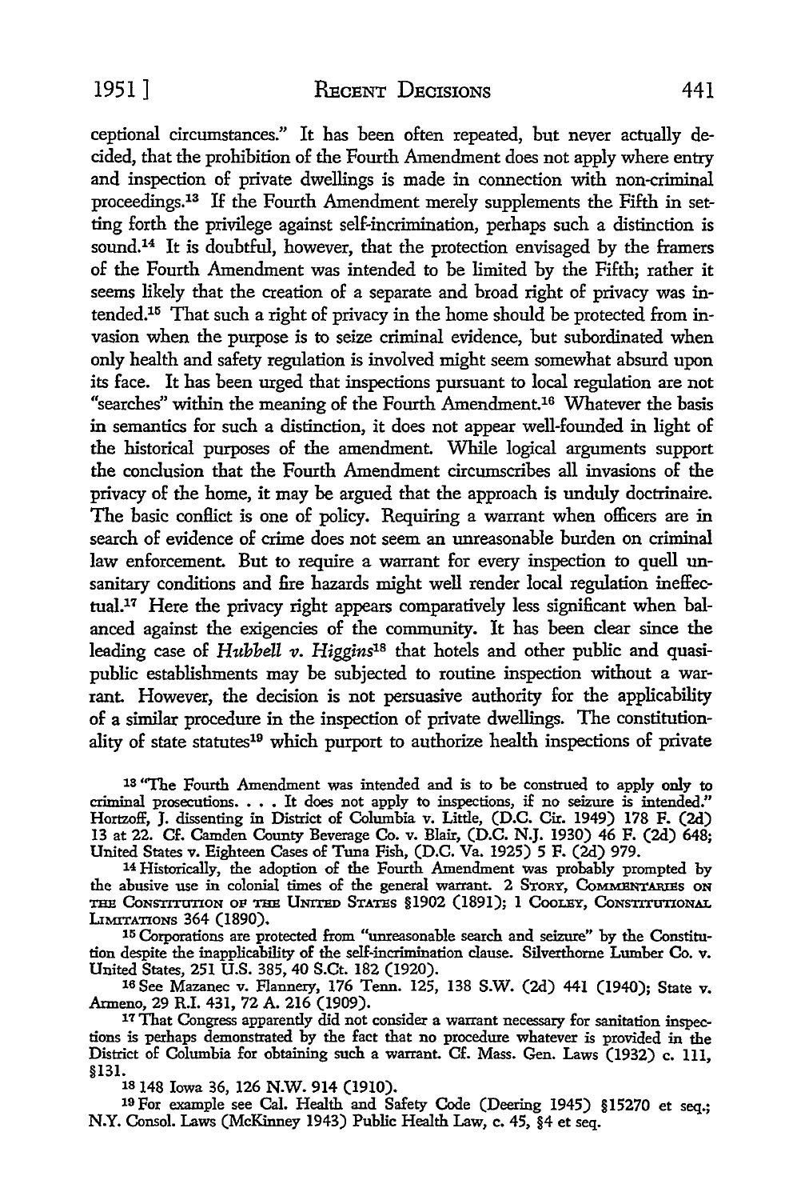ceptional circumstances." It has been often repeated, but never actually decided, that the prohibition of the Fourth Amendment does not apply where entry and inspection of private dwellings is made in connection with non-criminal proceedings.[13] If the Fourth Amendment merely supplements the Fifth in setting forth the privilege against self-incrimination, perhaps such a distinction is sound.[14] It is doubtful, however, that the protection envisaged by the framers of the Fourth Amendment was intended to be limited by the Fifth; rather it seems likely that the creation of a separate and broad right of privacy was intended.[15] That such a right of privacy in the home should be protected from invasion when the purpose is to seize criminal evidence, but subordinated when only health and safety regulation is involved might seem somewhat absurd upon its face. It has been urged that inspections pursuant to local regulation are not "searches" within the meaning of the Fourth Amendment.[16] Whatever the basis in semantics for such a distinction, it does not appear well-founded in light of the historical purposes of the amendment. While logical arguments support the conclusion that the Fourth Amendment circumscribes all invasions of the privacy of the home, it may be argued that the approach is unduly doctrinaire. The basic conflict is one of policy. Requiring a warrant when officers are in search of evidence of crime does not seem an unreasonable burden on criminal law enforcement. But to require a warrant for every inspection to quell unsanitary conditions and fire hazards might well render local regulation ineffectual.[17] Here the privacy right appears comparatively less significant when balanced against the exigencies of the community. It has been clear since the leading case of *Hubbell v. Higgins*[18] that hotels and other public and quasi-public establishments may be subjected to routine inspection without a warrant. However, the decision is not persuasive authority for the applicability of a similar procedure in the inspection of private dwellings. The constitutionality of state statutes[19] which purport to authorize health inspections of private

---

[13] "The Fourth Amendment was intended and is to be construed to apply only to criminal prosecutions. . . . It does not apply to inspections, if no seizure is intended." Hortzoff, J. dissenting in District of Columbia v. Little, (D.C. Cir. 1949) 178 F. (2d) 13 at 22. Cf. Camden County Beverage Co. v. Blair, (D.C. N.J. 1930) 46 F. (2d) 648; United States v. Eighteen Cases of Tuna Fish, (D.C. Va. 1925) 5 F. (2d) 979.

[14] Historically, the adoption of the Fourth Amendment was probably prompted by the abusive use in colonial times of the general warrant. 2 STORY, COMMENTARIES ON THE CONSTITUTION OF THE UNITED STATES §1902 (1891); 1 COOLEY, CONSTITUTIONAL LIMITATIONS 364 (1890).

[15] Corporations are protected from "unreasonable search and seizure" by the Constitution despite the inapplicability of the self-incrimination clause. Silverthorne Lumber Co. v. United States, 251 U.S. 385, 40 S.Ct. 182 (1920).

[16] See Mazanec v. Flannery, 176 Tenn. 125, 138 S.W. (2d) 441 (1940); State v. Armeno, 29 R.I. 431, 72 A. 216 (1909).

[17] That Congress apparently did not consider a warrant necessary for sanitation inspections is perhaps demonstrated by the fact that no procedure whatever is provided in the District of Columbia for obtaining such a warrant. Cf. Mass. Gen. Laws (1932) c. 111, §131.

[18] 148 Iowa 36, 126 N.W. 914 (1910).

[19] For example see Cal. Health and Safety Code (Deering 1945) §15270 et seq.; N.Y. Consol. Laws (McKinney 1943) Public Health Law, c. 45, §4 et seq.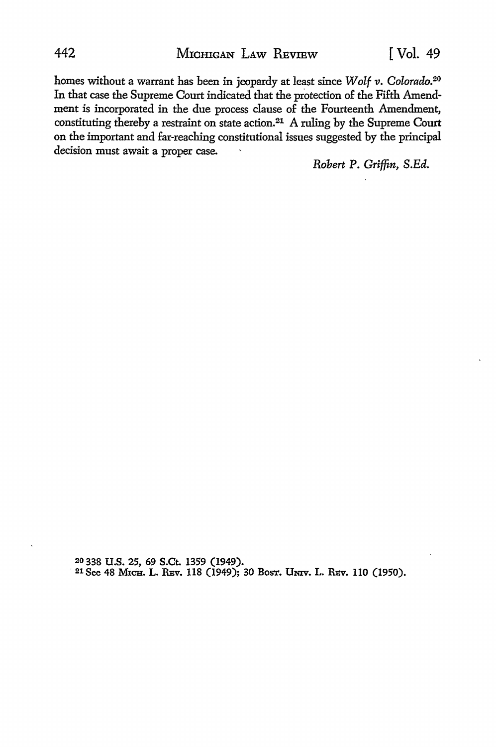homes without a warrant has been in jeopardy at least since *Wolf v. Colorado.*[20] In that case the Supreme Court indicated that the protection of the Fifth Amendment is incorporated in the due process clause of the Fourteenth Amendment, constituting thereby a restraint on state action.[21] A ruling by the Supreme Court on the important and far-reaching constitutional issues suggested by the principal decision must await a proper case.

*Robert P. Griffin, S.Ed.*

---

[20] 338 U.S. 25, 69 S.Ct. 1359 (1949).

[21] See 48 Mich. L. Rev. 118 (1949); 30 Bost. Univ. L. Rev. 110 (1950).